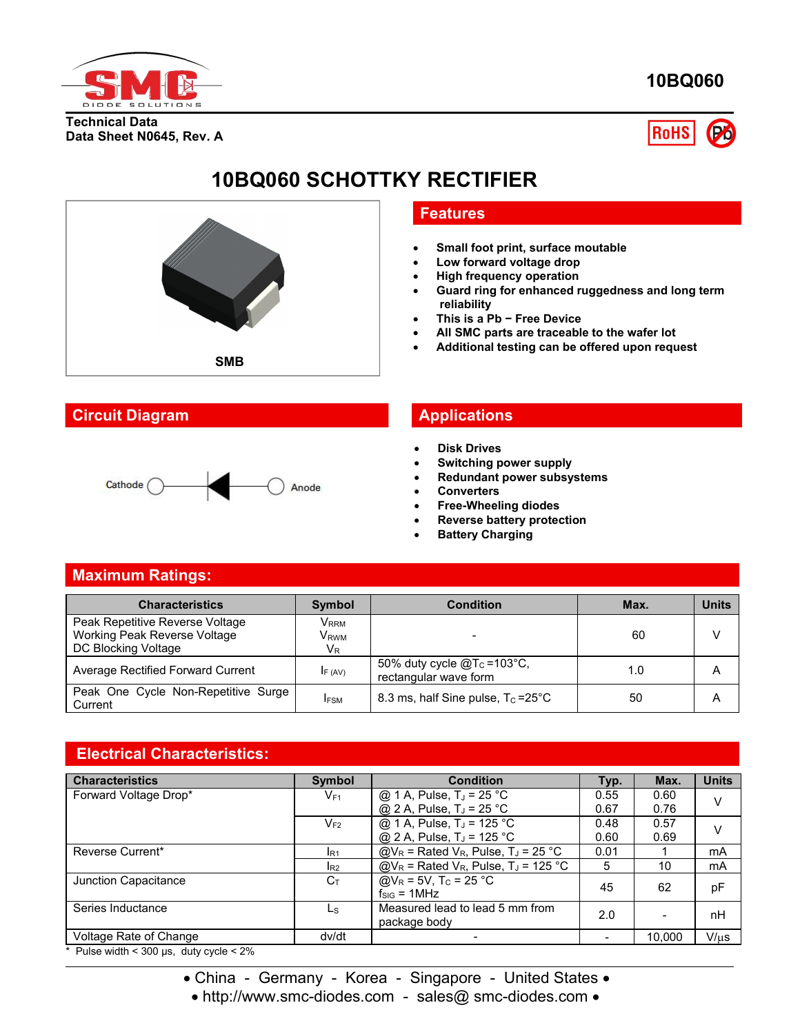**10BQ060**

**Technical Data**
**Data Sheet N0645, Rev. A**

# 10BQ060 SCHOTTKY RECTIFIER

SMB

## Features

- Small foot print, surface moutable
- Low forward voltage drop
- High frequency operation
- Guard ring for enhanced ruggedness and long term reliability
- This is a Pb − Free Device
- All SMC parts are traceable to the wafer lot
- Additional testing can be offered upon request

## Circuit Diagram

Cathode — Anode

## Applications

- Disk Drives
- Switching power supply
- Redundant power subsystems
- Converters
- Free-Wheeling diodes
- Reverse battery protection
- Battery Charging

## Maximum Ratings:

| Characteristics | Symbol | Condition | Max. | Units |
|---|---|---|---|---|
| Peak Repetitive Reverse Voltage<br>Working Peak Reverse Voltage<br>DC Blocking Voltage | $V_{RRM}$<br>$V_{RWM}$<br>$V_R$ | - | 60 | V |
| Average Rectified Forward Current | $I_{F(AV)}$ | 50% duty cycle @$T_C$=103°C, rectangular wave form | 1.0 | A |
| Peak One Cycle Non-Repetitive Surge Current | $I_{FSM}$ | 8.3 ms, half Sine pulse, $T_C$=25°C | 50 | A |

## Electrical Characteristics:

| Characteristics | Symbol | Condition | Typ. | Max. | Units |
|---|---|---|---|---|---|
| Forward Voltage Drop* | $V_{F1}$ | @ 1 A, Pulse, $T_J$ = 25 °C<br>@ 2 A, Pulse, $T_J$ = 25 °C | 0.55<br>0.67 | 0.60<br>0.76 | V |
| | $V_{F2}$ | @ 1 A, Pulse, $T_J$ = 125 °C<br>@ 2 A, Pulse, $T_J$ = 125 °C | 0.48<br>0.60 | 0.57<br>0.69 | V |
| Reverse Current* | $I_{R1}$ | @$V_R$ = Rated $V_R$, Pulse, $T_J$ = 25 °C | 0.01 | 1 | mA |
| | $I_{R2}$ | @$V_R$ = Rated $V_R$, Pulse, $T_J$ = 125 °C | 5 | 10 | mA |
| Junction Capacitance | $C_T$ | @$V_R$ = 5V, $T_C$ = 25 °C<br>$f_{SIG}$ = 1MHz | 45 | 62 | pF |
| Series Inductance | $L_S$ | Measured lead to lead 5 mm from package body | 2.0 | - | nH |
| Voltage Rate of Change | dv/dt | - | - | 10,000 | V/μs |

\* Pulse width < 300 μs, duty cycle < 2%

• China - Germany - Korea - Singapore - United States •
• http://www.smc-diodes.com - sales@ smc-diodes.com •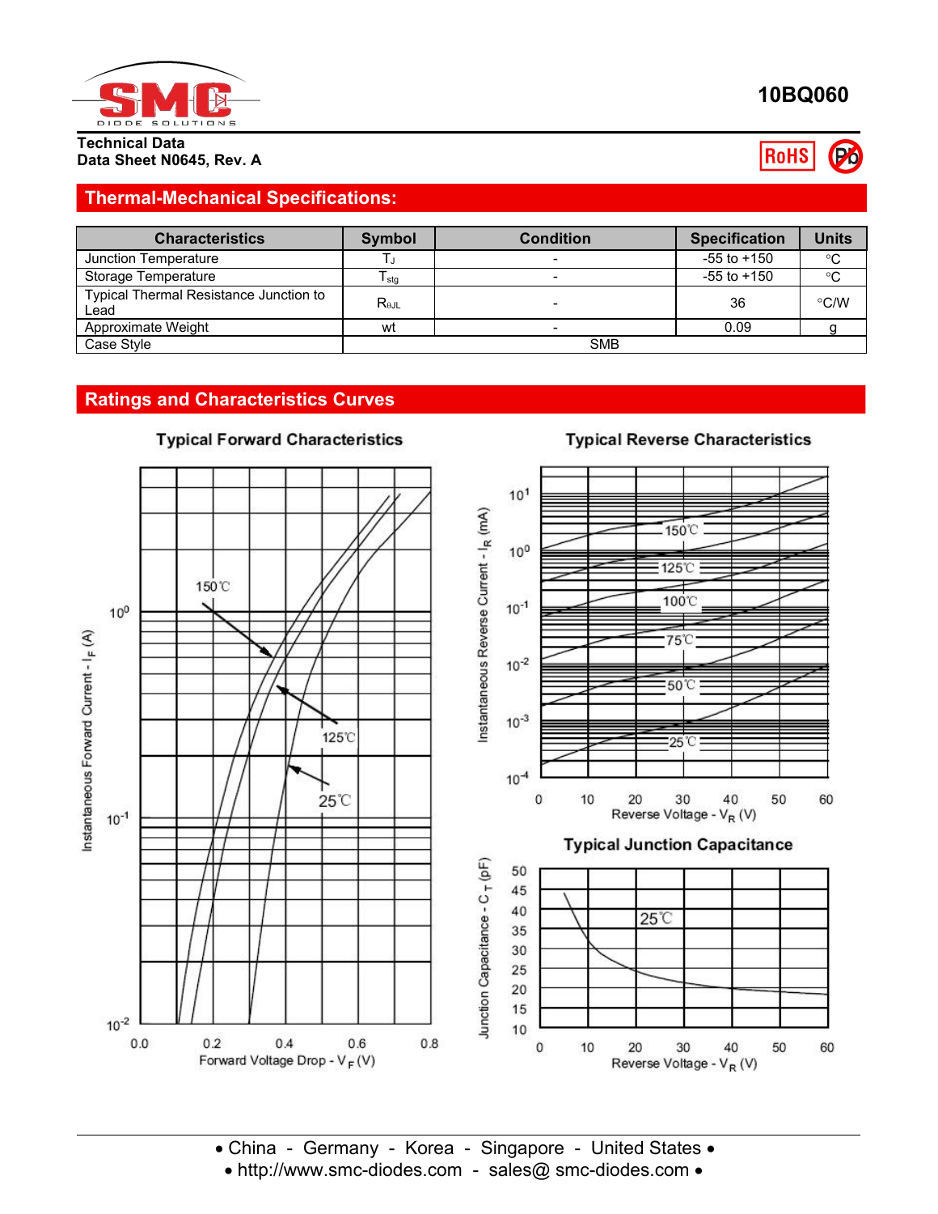**10BQ060**

**Technical Data**
**Data Sheet N0645, Rev. A**

## Thermal-Mechanical Specifications:

| Characteristics | Symbol | Condition | Specification | Units |
|---|---|---|---|---|
| Junction Temperature | $T_J$ | - | -55 to +150 | °C |
| Storage Temperature | $T_{stg}$ | - | -55 to +150 | °C |
| Typical Thermal Resistance Junction to Lead | $R_{\theta JL}$ | - | 36 | °C/W |
| Approximate Weight | wt | - | 0.09 | g |
| Case Style | SMB | | | |

## Ratings and Characteristics Curves

### Typical Forward Characteristics

Instantaneous Forward Current - $I_F$ (A)

Forward Voltage Drop - $V_F$ (V)

150℃, 125℃, 25℃

### Typical Reverse Characteristics

Instantaneous Reverse Current - $I_R$ (mA)

Reverse Voltage - $V_R$ (V)

150℃, 125℃, 100℃, 75℃, 50℃, 25℃

### Typical Junction Capacitance

Junction Capacitance - $C_T$ (pF)

Reverse Voltage - $V_R$ (V)

25℃

• China - Germany - Korea - Singapore - United States •
• http://www.smc-diodes.com - sales@ smc-diodes.com •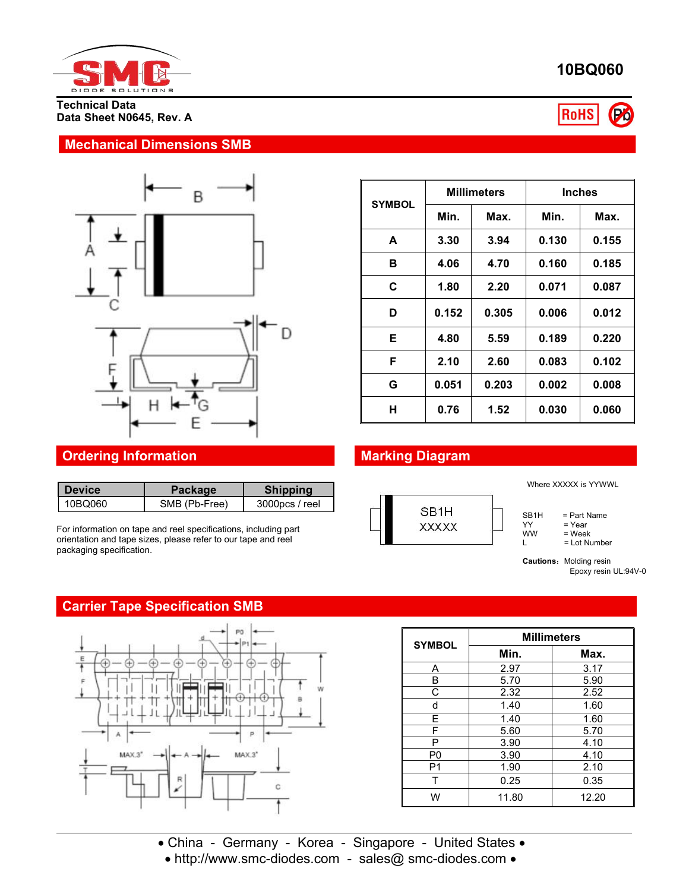**10BQ060**

Technical Data
Data Sheet N0645, Rev. A

## Mechanical Dimensions SMB

| SYMBOL | Millimeters | | Inches | |
|---|---|---|---|---|
| | Min. | Max. | Min. | Max. |
| A | 3.30 | 3.94 | 0.130 | 0.155 |
| B | 4.06 | 4.70 | 0.160 | 0.185 |
| C | 1.80 | 2.20 | 0.071 | 0.087 |
| D | 0.152 | 0.305 | 0.006 | 0.012 |
| E | 4.80 | 5.59 | 0.189 | 0.220 |
| F | 2.10 | 2.60 | 0.083 | 0.102 |
| G | 0.051 | 0.203 | 0.002 | 0.008 |
| H | 0.76 | 1.52 | 0.030 | 0.060 |

## Ordering Information

| Device | Package | Shipping |
|---|---|---|
| 10BQ060 | SMB (Pb-Free) | 3000pcs / reel |

For information on tape and reel specifications, including part orientation and tape sizes, please refer to our tape and reel packaging specification.

## Marking Diagram

SB1H
XXXXX

Where XXXXX is YYWWL

- SB1H = Part Name
- YY = Year
- WW = Week
- L = Lot Number

**Cautions:** Molding resin
Epoxy resin UL:94V-0

## Carrier Tape Specification SMB

| SYMBOL | Millimeters | |
|---|---|---|
| | Min. | Max. |
| A | 2.97 | 3.17 |
| B | 5.70 | 5.90 |
| C | 2.32 | 2.52 |
| d | 1.40 | 1.60 |
| E | 1.40 | 1.60 |
| F | 5.60 | 5.70 |
| P | 3.90 | 4.10 |
| P0 | 3.90 | 4.10 |
| P1 | 1.90 | 2.10 |
| T | 0.25 | 0.35 |
| W | 11.80 | 12.20 |

• China - Germany - Korea - Singapore - United States •
• http://www.smc-diodes.com - sales@ smc-diodes.com •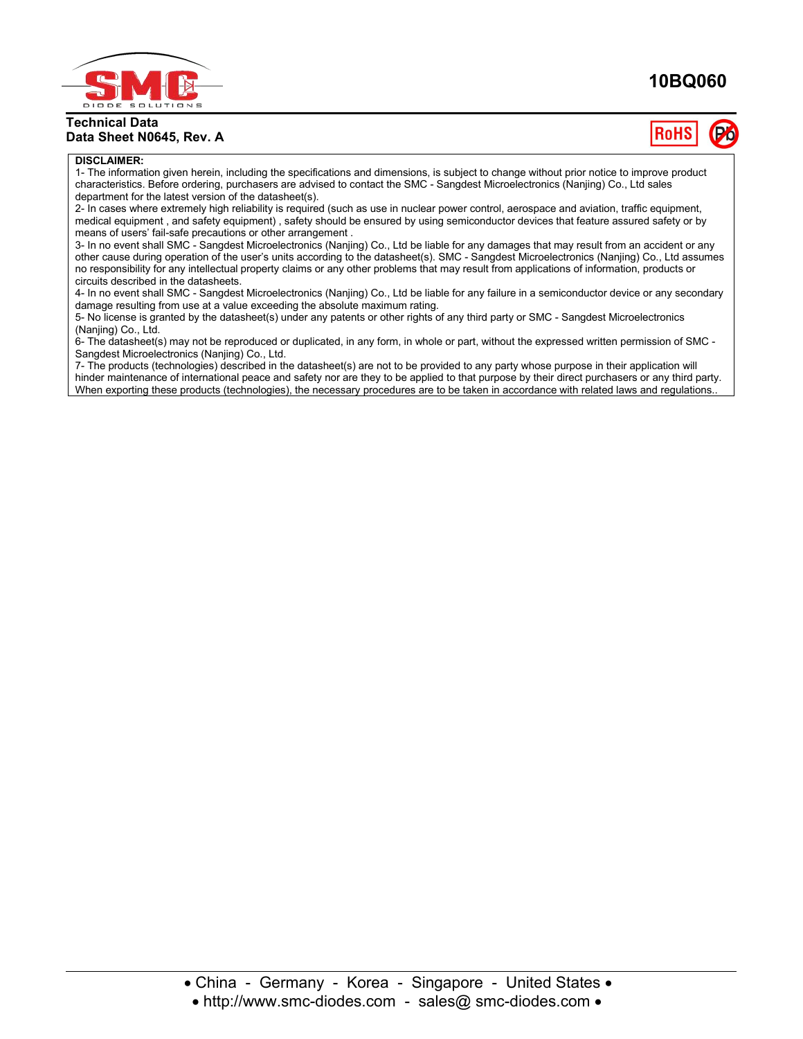**10BQ060**

**Technical Data**
**Data Sheet N0645, Rev. A**

RoHS

**DISCLAIMER:**

1- The information given herein, including the specifications and dimensions, is subject to change without prior notice to improve product characteristics. Before ordering, purchasers are advised to contact the SMC - Sangdest Microelectronics (Nanjing) Co., Ltd sales department for the latest version of the datasheet(s).
2- In cases where extremely high reliability is required (such as use in nuclear power control, aerospace and aviation, traffic equipment, medical equipment , and safety equipment) , safety should be ensured by using semiconductor devices that feature assured safety or by means of users' fail-safe precautions or other arrangement .
3- In no event shall SMC - Sangdest Microelectronics (Nanjing) Co., Ltd be liable for any damages that may result from an accident or any other cause during operation of the user's units according to the datasheet(s). SMC - Sangdest Microelectronics (Nanjing) Co., Ltd assumes no responsibility for any intellectual property claims or any other problems that may result from applications of information, products or circuits described in the datasheets.
4- In no event shall SMC - Sangdest Microelectronics (Nanjing) Co., Ltd be liable for any failure in a semiconductor device or any secondary damage resulting from use at a value exceeding the absolute maximum rating.
5- No license is granted by the datasheet(s) under any patents or other rights of any third party or SMC - Sangdest Microelectronics (Nanjing) Co., Ltd.
6- The datasheet(s) may not be reproduced or duplicated, in any form, in whole or part, without the expressed written permission of SMC - Sangdest Microelectronics (Nanjing) Co., Ltd.
7- The products (technologies) described in the datasheet(s) are not to be provided to any party whose purpose in their application will hinder maintenance of international peace and safety nor are they to be applied to that purpose by their direct purchasers or any third party. When exporting these products (technologies), the necessary procedures are to be taken in accordance with related laws and regulations..

• China - Germany - Korea - Singapore - United States •
• http://www.smc-diodes.com - sales@ smc-diodes.com •